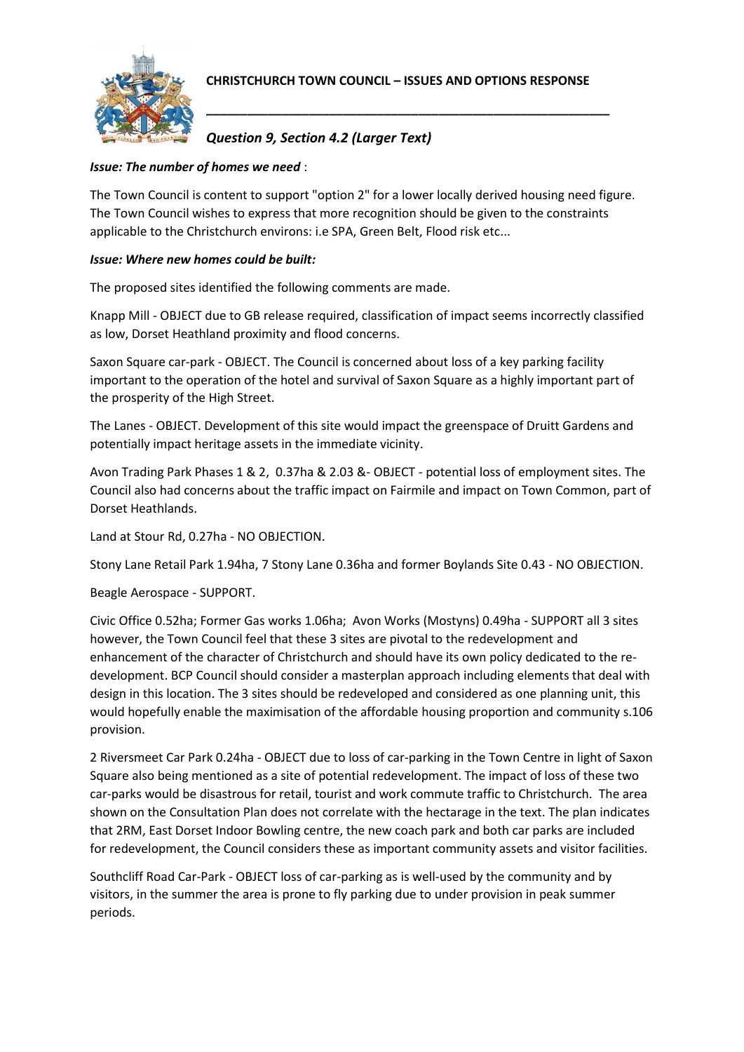# CHRISTCHURCH TOWN COUNCIL – ISSUES AND OPTIONS RESPONSE

## *Question 9, Section 4.2 (Larger Text)*

***Issue: The number of homes we need*** :

The Town Council is content to support "option 2" for a lower locally derived housing need figure. The Town Council wishes to express that more recognition should be given to the constraints applicable to the Christchurch environs: i.e SPA, Green Belt, Flood risk etc...

***Issue: Where new homes could be built:***

The proposed sites identified the following comments are made.

Knapp Mill - OBJECT due to GB release required, classification of impact seems incorrectly classified as low, Dorset Heathland proximity and flood concerns.

Saxon Square car-park - OBJECT. The Council is concerned about loss of a key parking facility important to the operation of the hotel and survival of Saxon Square as a highly important part of the prosperity of the High Street.

The Lanes - OBJECT. Development of this site would impact the greenspace of Druitt Gardens and potentially impact heritage assets in the immediate vicinity.

Avon Trading Park Phases 1 & 2, 0.37ha & 2.03 &- OBJECT - potential loss of employment sites. The Council also had concerns about the traffic impact on Fairmile and impact on Town Common, part of Dorset Heathlands.

Land at Stour Rd, 0.27ha - NO OBJECTION.

Stony Lane Retail Park 1.94ha, 7 Stony Lane 0.36ha and former Boylands Site 0.43 - NO OBJECTION.

Beagle Aerospace - SUPPORT.

Civic Office 0.52ha; Former Gas works 1.06ha; Avon Works (Mostyns) 0.49ha - SUPPORT all 3 sites however, the Town Council feel that these 3 sites are pivotal to the redevelopment and enhancement of the character of Christchurch and should have its own policy dedicated to the re-development. BCP Council should consider a masterplan approach including elements that deal with design in this location. The 3 sites should be redeveloped and considered as one planning unit, this would hopefully enable the maximisation of the affordable housing proportion and community s.106 provision.

2 Riversmeet Car Park 0.24ha - OBJECT due to loss of car-parking in the Town Centre in light of Saxon Square also being mentioned as a site of potential redevelopment. The impact of loss of these two car-parks would be disastrous for retail, tourist and work commute traffic to Christchurch. The area shown on the Consultation Plan does not correlate with the hectarage in the text. The plan indicates that 2RM, East Dorset Indoor Bowling centre, the new coach park and both car parks are included for redevelopment, the Council considers these as important community assets and visitor facilities.

Southcliff Road Car-Park - OBJECT loss of car-parking as is well-used by the community and by visitors, in the summer the area is prone to fly parking due to under provision in peak summer periods.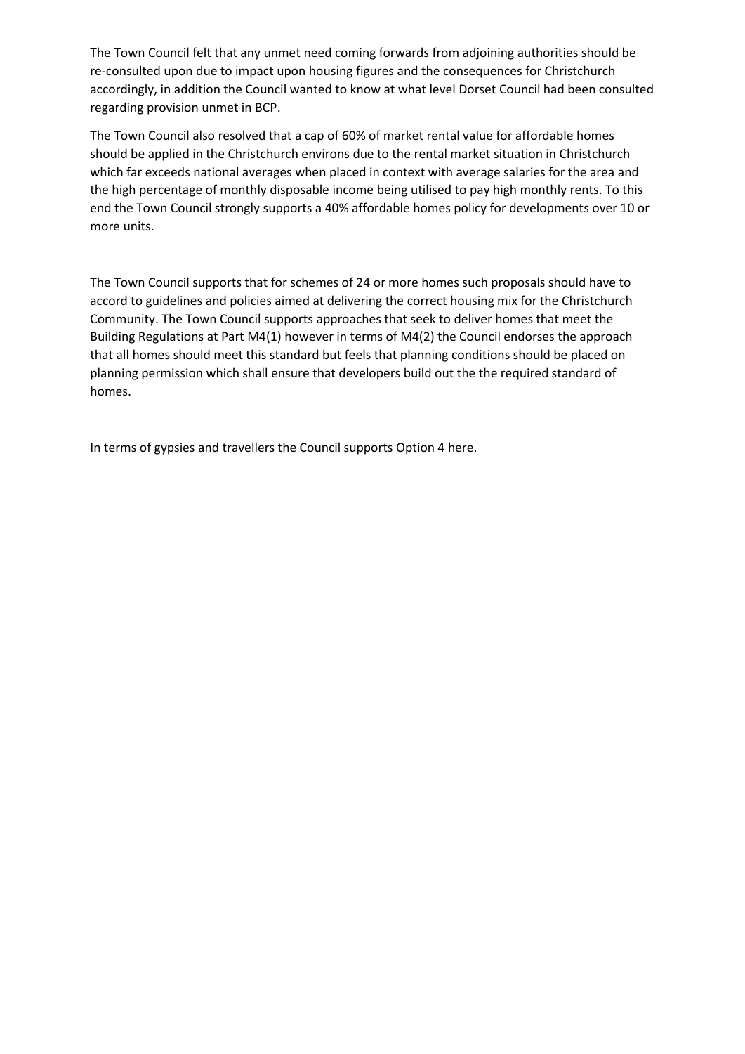The Town Council felt that any unmet need coming forwards from adjoining authorities should be re-consulted upon due to impact upon housing figures and the consequences for Christchurch accordingly, in addition the Council wanted to know at what level Dorset Council had been consulted regarding provision unmet in BCP.

The Town Council also resolved that a cap of 60% of market rental value for affordable homes should be applied in the Christchurch environs due to the rental market situation in Christchurch which far exceeds national averages when placed in context with average salaries for the area and the high percentage of monthly disposable income being utilised to pay high monthly rents. To this end the Town Council strongly supports a 40% affordable homes policy for developments over 10 or more units.

The Town Council supports that for schemes of 24 or more homes such proposals should have to accord to guidelines and policies aimed at delivering the correct housing mix for the Christchurch Community. The Town Council supports approaches that seek to deliver homes that meet the Building Regulations at Part M4(1) however in terms of M4(2) the Council endorses the approach that all homes should meet this standard but feels that planning conditions should be placed on planning permission which shall ensure that developers build out the the required standard of homes.

In terms of gypsies and travellers the Council supports Option 4 here.